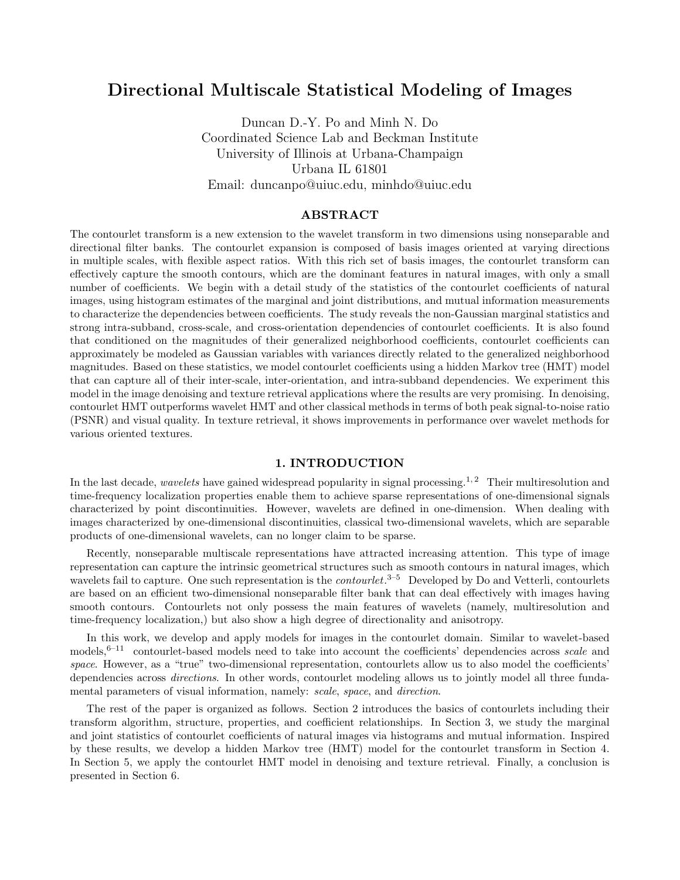# Directional Multiscale Statistical Modeling of Images

Duncan D.-Y. Po and Minh N. Do
Coordinated Science Lab and Beckman Institute
University of Illinois at Urbana-Champaign
Urbana IL 61801
Email: duncanpo@uiuc.edu, minhdo@uiuc.edu

## ABSTRACT

The contourlet transform is a new extension to the wavelet transform in two dimensions using nonseparable and directional filter banks. The contourlet expansion is composed of basis images oriented at varying directions in multiple scales, with flexible aspect ratios. With this rich set of basis images, the contourlet transform can effectively capture the smooth contours, which are the dominant features in natural images, with only a small number of coefficients. We begin with a detail study of the statistics of the contourlet coefficients of natural images, using histogram estimates of the marginal and joint distributions, and mutual information measurements to characterize the dependencies between coefficients. The study reveals the non-Gaussian marginal statistics and strong intra-subband, cross-scale, and cross-orientation dependencies of contourlet coefficients. It is also found that conditioned on the magnitudes of their generalized neighborhood coefficients, contourlet coefficients can approximately be modeled as Gaussian variables with variances directly related to the generalized neighborhood magnitudes. Based on these statistics, we model contourlet coefficients using a hidden Markov tree (HMT) model that can capture all of their inter-scale, inter-orientation, and intra-subband dependencies. We experiment this model in the image denoising and texture retrieval applications where the results are very promising. In denoising, contourlet HMT outperforms wavelet HMT and other classical methods in terms of both peak signal-to-noise ratio (PSNR) and visual quality. In texture retrieval, it shows improvements in performance over wavelet methods for various oriented textures.

## 1. INTRODUCTION

In the last decade, *wavelets* have gained widespread popularity in signal processing.[1,2] Their multiresolution and time-frequency localization properties enable them to achieve sparse representations of one-dimensional signals characterized by point discontinuities. However, wavelets are defined in one-dimension. When dealing with images characterized by one-dimensional discontinuities, classical two-dimensional wavelets, which are separable products of one-dimensional wavelets, can no longer claim to be sparse.

Recently, nonseparable multiscale representations have attracted increasing attention. This type of image representation can capture the intrinsic geometrical structures such as smooth contours in natural images, which wavelets fail to capture. One such representation is the *contourlet*.[3–5] Developed by Do and Vetterli, contourlets are based on an efficient two-dimensional nonseparable filter bank that can deal effectively with images having smooth contours. Contourlets not only possess the main features of wavelets (namely, multiresolution and time-frequency localization,) but also show a high degree of directionality and anisotropy.

In this work, we develop and apply models for images in the contourlet domain. Similar to wavelet-based models,[6–11] contourlet-based models need to take into account the coefficients' dependencies across *scale* and *space*. However, as a "true" two-dimensional representation, contourlets allow us to also model the coefficients' dependencies across *directions*. In other words, contourlet modeling allows us to jointly model all three fundamental parameters of visual information, namely: *scale*, *space*, and *direction*.

The rest of the paper is organized as follows. Section 2 introduces the basics of contourlets including their transform algorithm, structure, properties, and coefficient relationships. In Section 3, we study the marginal and joint statistics of contourlet coefficients of natural images via histograms and mutual information. Inspired by these results, we develop a hidden Markov tree (HMT) model for the contourlet transform in Section 4. In Section 5, we apply the contourlet HMT model in denoising and texture retrieval. Finally, a conclusion is presented in Section 6.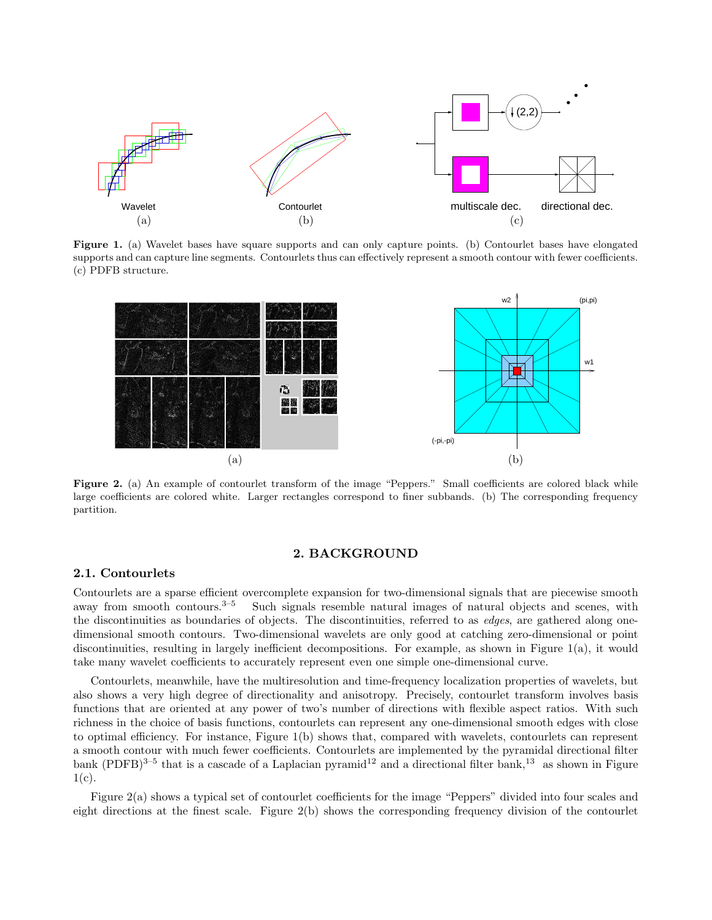Wavelet
(a)

Contourlet
(b)

multiscale dec. directional dec.
(c)

**Figure 1.** (a) Wavelet bases have square supports and can only capture points. (b) Contourlet bases have elongated supports and can capture line segments. Contourlets thus can effectively represent a smooth contour with fewer coefficients. (c) PDFB structure.

(a) (b)

**Figure 2.** (a) An example of contourlet transform of the image "Peppers." Small coefficients are colored black while large coefficients are colored white. Larger rectangles correspond to finer subbands. (b) The corresponding frequency partition.

## 2. BACKGROUND

### 2.1. Contourlets

Contourlets are a sparse efficient overcomplete expansion for two-dimensional signals that are piecewise smooth away from smooth contours.[3–5] Such signals resemble natural images of natural objects and scenes, with the discontinuities as boundaries of objects. The discontinuities, referred to as *edges*, are gathered along one-dimensional smooth contours. Two-dimensional wavelets are only good at catching zero-dimensional or point discontinuities, resulting in largely inefficient decompositions. For example, as shown in Figure 1(a), it would take many wavelet coefficients to accurately represent even one simple one-dimensional curve.

Contourlets, meanwhile, have the multiresolution and time-frequency localization properties of wavelets, but also shows a very high degree of directionality and anisotropy. Precisely, contourlet transform involves basis functions that are oriented at any power of two's number of directions with flexible aspect ratios. With such richness in the choice of basis functions, contourlets can represent any one-dimensional smooth edges with close to optimal efficiency. For instance, Figure 1(b) shows that, compared with wavelets, contourlets can represent a smooth contour with much fewer coefficients. Contourlets are implemented by the pyramidal directional filter bank (PDFB)[3–5] that is a cascade of a Laplacian pyramid[12] and a directional filter bank,[13] as shown in Figure 1(c).

Figure 2(a) shows a typical set of contourlet coefficients for the image "Peppers" divided into four scales and eight directions at the finest scale. Figure 2(b) shows the corresponding frequency division of the contourlet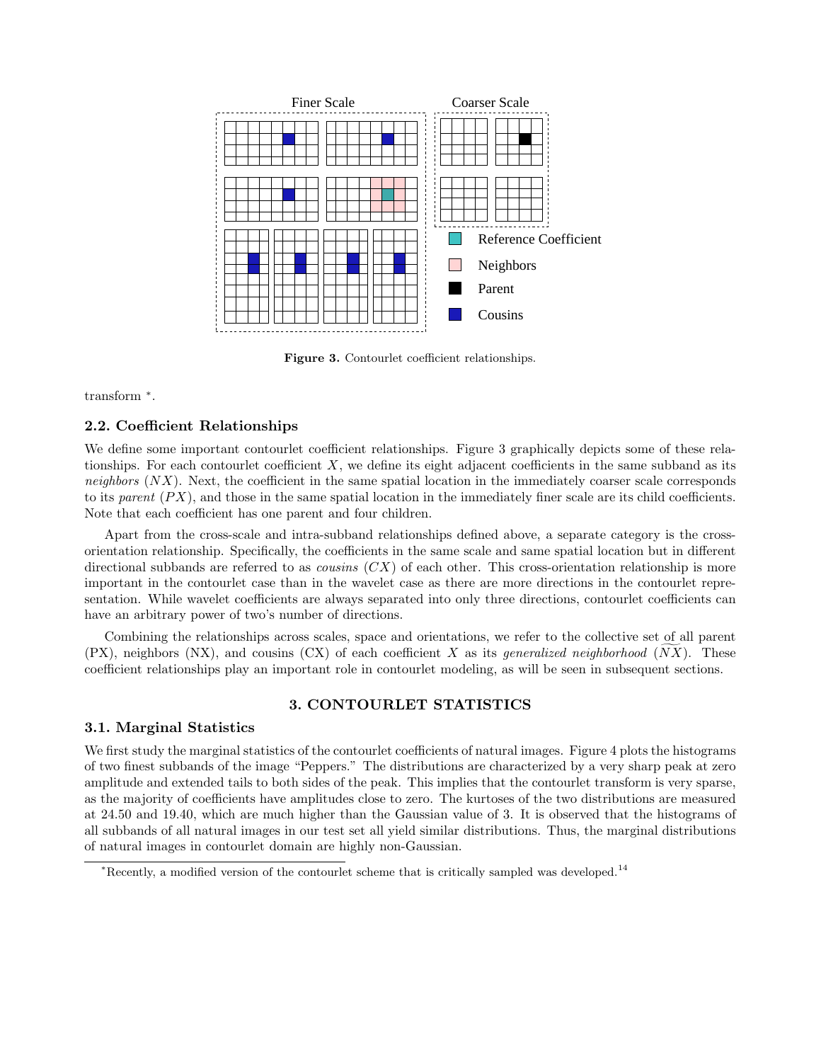Figure 3. Contourlet coefficient relationships.

transform [*].

### 2.2. Coefficient Relationships

We define some important contourlet coefficient relationships. Figure 3 graphically depicts some of these relationships. For each contourlet coefficient $X$, we define its eight adjacent coefficients in the same subband as its *neighbors* ($NX$). Next, the coefficient in the same spatial location in the immediately coarser scale corresponds to its *parent* ($PX$), and those in the same spatial location in the immediately finer scale are its child coefficients. Note that each coefficient has one parent and four children.

Apart from the cross-scale and intra-subband relationships defined above, a separate category is the cross-orientation relationship. Specifically, the coefficients in the same scale and same spatial location but in different directional subbands are referred to as *cousins* ($CX$) of each other. This cross-orientation relationship is more important in the contourlet case than in the wavelet case as there are more directions in the contourlet representation. While wavelet coefficients are always separated into only three directions, contourlet coefficients can have an arbitrary power of two's number of directions.

Combining the relationships across scales, space and orientations, we refer to the collective set of all parent (PX), neighbors (NX), and cousins (CX) of each coefficient $X$ as its *generalized neighborhood* ($\widetilde{NX}$). These coefficient relationships play an important role in contourlet modeling, as will be seen in subsequent sections.

## 3. CONTOURLET STATISTICS

### 3.1. Marginal Statistics

We first study the marginal statistics of the contourlet coefficients of natural images. Figure 4 plots the histograms of two finest subbands of the image "Peppers." The distributions are characterized by a very sharp peak at zero amplitude and extended tails to both sides of the peak. This implies that the contourlet transform is very sparse, as the majority of coefficients have amplitudes close to zero. The kurtoses of the two distributions are measured at 24.50 and 19.40, which are much higher than the Gaussian value of 3. It is observed that the histograms of all subbands of all natural images in our test set all yield similar distributions. Thus, the marginal distributions of natural images in contourlet domain are highly non-Gaussian.

[*] Recently, a modified version of the contourlet scheme that is critically sampled was developed.[14]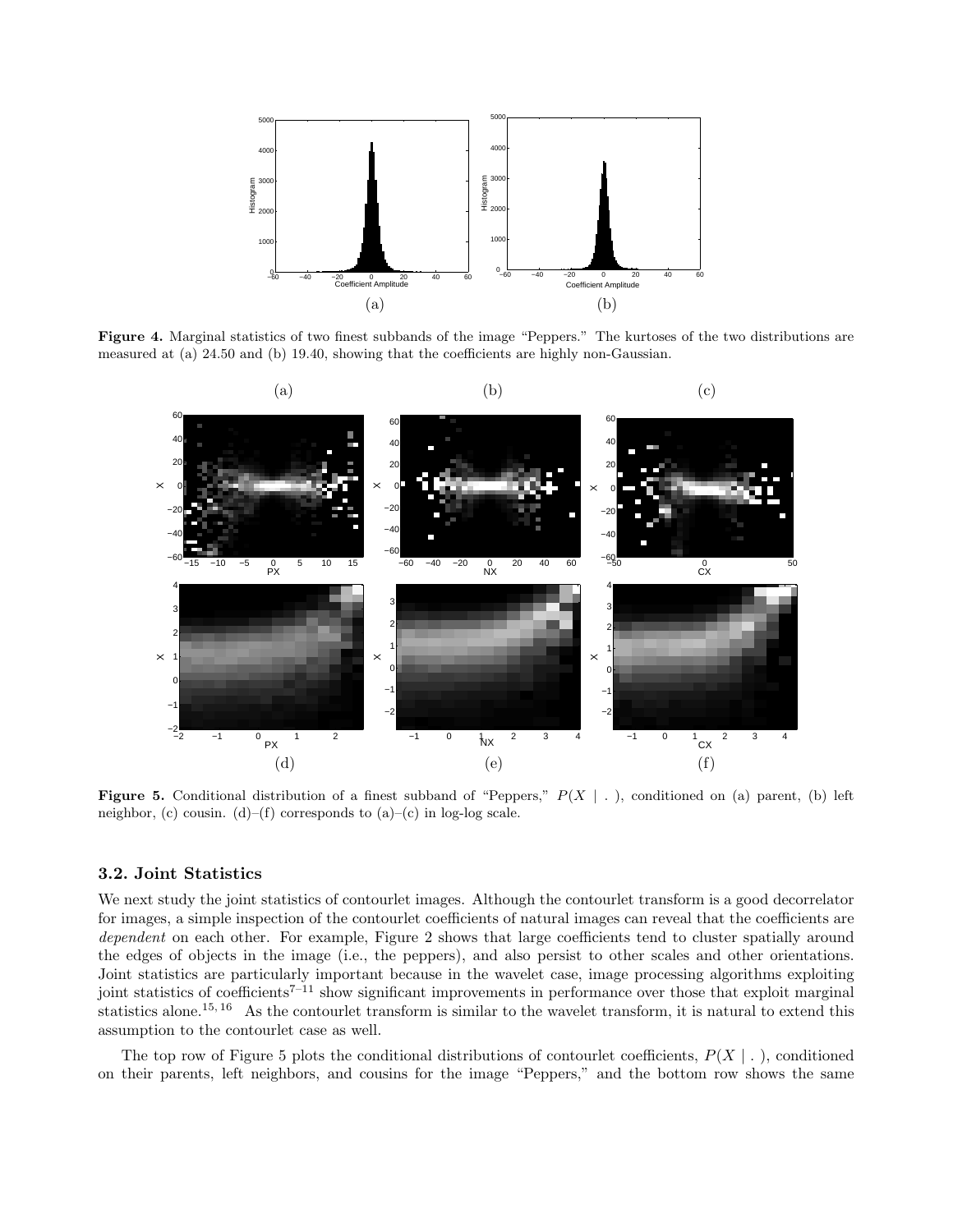**Figure 4.** Marginal statistics of two finest subbands of the image "Peppers." The kurtoses of the two distributions are measured at (a) 24.50 and (b) 19.40, showing that the coefficients are highly non-Gaussian.

**Figure 5.** Conditional distribution of a finest subband of "Peppers," $P(X \mid .)$, conditioned on (a) parent, (b) left neighbor, (c) cousin. (d)–(f) corresponds to (a)–(c) in log-log scale.

### 3.2. Joint Statistics

We next study the joint statistics of contourlet images. Although the contourlet transform is a good decorrelator for images, a simple inspection of the contourlet coefficients of natural images can reveal that the coefficients are *dependent* on each other. For example, Figure 2 shows that large coefficients tend to cluster spatially around the edges of objects in the image (i.e., the peppers), and also persist to other scales and other orientations. Joint statistics are particularly important because in the wavelet case, image processing algorithms exploiting joint statistics of coefficients[7–11] show significant improvements in performance over those that exploit marginal statistics alone.[15,16] As the contourlet transform is similar to the wavelet transform, it is natural to extend this assumption to the contourlet case as well.

The top row of Figure 5 plots the conditional distributions of contourlet coefficients, $P(X \mid .)$, conditioned on their parents, left neighbors, and cousins for the image "Peppers," and the bottom row shows the same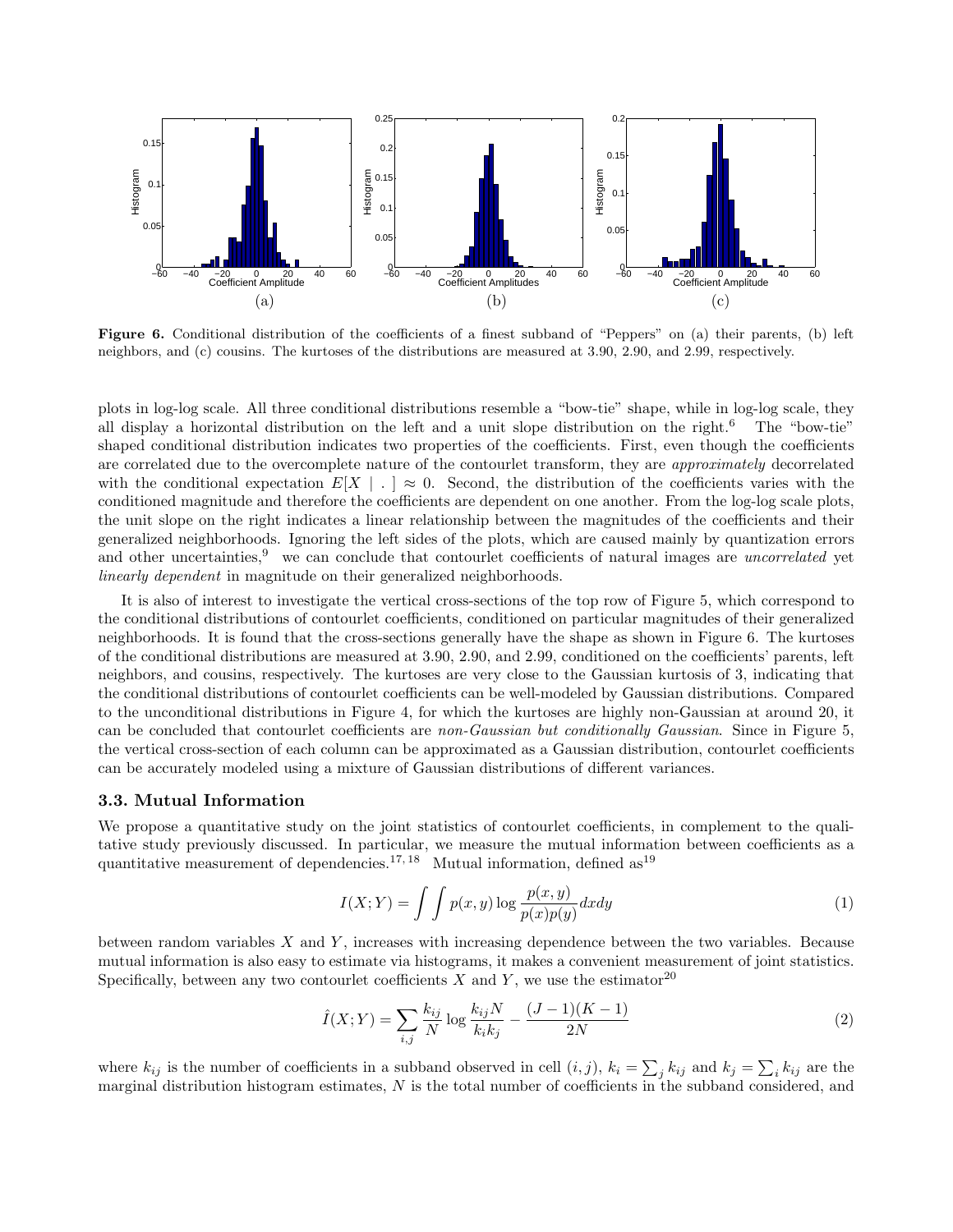**Figure 6.** Conditional distribution of the coefficients of a finest subband of "Peppers" on (a) their parents, (b) left neighbors, and (c) cousins. The kurtoses of the distributions are measured at 3.90, 2.90, and 2.99, respectively.

plots in log-log scale. All three conditional distributions resemble a "bow-tie" shape, while in log-log scale, they all display a horizontal distribution on the left and a unit slope distribution on the right.[6] The "bow-tie" shaped conditional distribution indicates two properties of the coefficients. First, even though the coefficients are correlated due to the overcomplete nature of the contourlet transform, they are *approximately* decorrelated with the conditional expectation $E[X \mid .] \approx 0$. Second, the distribution of the coefficients varies with the conditioned magnitude and therefore the coefficients are dependent on one another. From the log-log scale plots, the unit slope on the right indicates a linear relationship between the magnitudes of the coefficients and their generalized neighborhoods. Ignoring the left sides of the plots, which are caused mainly by quantization errors and other uncertainties,[9] we can conclude that contourlet coefficients of natural images are *uncorrelated* yet *linearly dependent* in magnitude on their generalized neighborhoods.

It is also of interest to investigate the vertical cross-sections of the top row of Figure 5, which correspond to the conditional distributions of contourlet coefficients, conditioned on particular magnitudes of their generalized neighborhoods. It is found that the cross-sections generally have the shape as shown in Figure 6. The kurtoses of the conditional distributions are measured at 3.90, 2.90, and 2.99, conditioned on the coefficients' parents, left neighbors, and cousins, respectively. The kurtoses are very close to the Gaussian kurtosis of 3, indicating that the conditional distributions of contourlet coefficients can be well-modeled by Gaussian distributions. Compared to the unconditional distributions in Figure 4, for which the kurtoses are highly non-Gaussian at around 20, it can be concluded that contourlet coefficients are *non-Gaussian but conditionally Gaussian*. Since in Figure 5, the vertical cross-section of each column can be approximated as a Gaussian distribution, contourlet coefficients can be accurately modeled using a mixture of Gaussian distributions of different variances.

### 3.3. Mutual Information

We propose a quantitative study on the joint statistics of contourlet coefficients, in complement to the qualitative study previously discussed. In particular, we measure the mutual information between coefficients as a quantitative measurement of dependencies.[17,18] Mutual information, defined as[19]

$$I(X;Y) = \int\int p(x,y) \log \frac{p(x,y)}{p(x)p(y)} dxdy \tag{1}$$

between random variables $X$ and $Y$, increases with increasing dependence between the two variables. Because mutual information is also easy to estimate via histograms, it makes a convenient measurement of joint statistics. Specifically, between any two contourlet coefficients $X$ and $Y$, we use the estimator[20]

$$\hat{I}(X;Y) = \sum_{i,j} \frac{k_{ij}}{N} \log \frac{k_{ij}N}{k_i k_j} - \frac{(J-1)(K-1)}{2N} \tag{2}$$

where $k_{ij}$ is the number of coefficients in a subband observed in cell $(i,j)$, $k_i = \sum_j k_{ij}$ and $k_j = \sum_i k_{ij}$ are the marginal distribution histogram estimates, $N$ is the total number of coefficients in the subband considered, and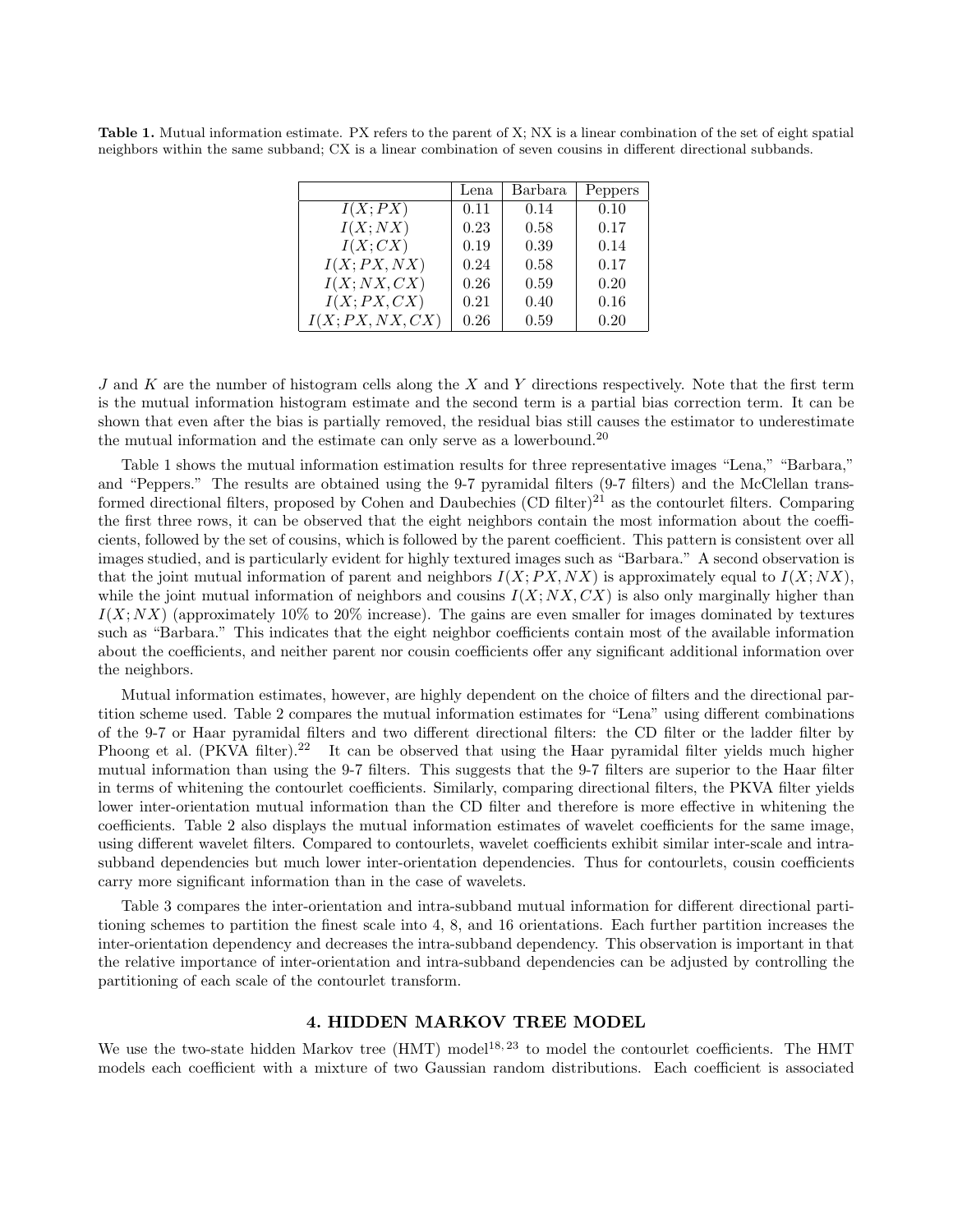**Table 1.** Mutual information estimate. PX refers to the parent of X; NX is a linear combination of the set of eight spatial neighbors within the same subband; CX is a linear combination of seven cousins in different directional subbands.

| | Lena | Barbara | Peppers |
|---|---|---|---|
| $I(X;PX)$ | 0.11 | 0.14 | 0.10 |
| $I(X;NX)$ | 0.23 | 0.58 | 0.17 |
| $I(X;CX)$ | 0.19 | 0.39 | 0.14 |
| $I(X;PX,NX)$ | 0.24 | 0.58 | 0.17 |
| $I(X;NX,CX)$ | 0.26 | 0.59 | 0.20 |
| $I(X;PX,CX)$ | 0.21 | 0.40 | 0.16 |
| $I(X;PX,NX,CX)$ | 0.26 | 0.59 | 0.20 |

$J$ and $K$ are the number of histogram cells along the $X$ and $Y$ directions respectively. Note that the first term is the mutual information histogram estimate and the second term is a partial bias correction term. It can be shown that even after the bias is partially removed, the residual bias still causes the estimator to underestimate the mutual information and the estimate can only serve as a lowerbound.[20]

Table 1 shows the mutual information estimation results for three representative images "Lena," "Barbara," and "Peppers." The results are obtained using the 9-7 pyramidal filters (9-7 filters) and the McClellan transformed directional filters, proposed by Cohen and Daubechies (CD filter)[21] as the contourlet filters. Comparing the first three rows, it can be observed that the eight neighbors contain the most information about the coefficients, followed by the set of cousins, which is followed by the parent coefficient. This pattern is consistent over all images studied, and is particularly evident for highly textured images such as "Barbara." A second observation is that the joint mutual information of parent and neighbors $I(X;PX,NX)$ is approximately equal to $I(X;NX)$, while the joint mutual information of neighbors and cousins $I(X;NX,CX)$ is also only marginally higher than $I(X;NX)$ (approximately 10% to 20% increase). The gains are even smaller for images dominated by textures such as "Barbara." This indicates that the eight neighbor coefficients contain most of the available information about the coefficients, and neither parent nor cousin coefficients offer any significant additional information over the neighbors.

Mutual information estimates, however, are highly dependent on the choice of filters and the directional partition scheme used. Table 2 compares the mutual information estimates for "Lena" using different combinations of the 9-7 or Haar pyramidal filters and two different directional filters: the CD filter or the ladder filter by Phoong et al. (PKVA filter).[22] It can be observed that using the Haar pyramidal filter yields much higher mutual information than using the 9-7 filters. This suggests that the 9-7 filters are superior to the Haar filter in terms of whitening the contourlet coefficients. Similarly, comparing directional filters, the PKVA filter yields lower inter-orientation mutual information than the CD filter and therefore is more effective in whitening the coefficients. Table 2 also displays the mutual information estimates of wavelet coefficients for the same image, using different wavelet filters. Compared to contourlets, wavelet coefficients exhibit similar inter-scale and intra-subband dependencies but much lower inter-orientation dependencies. Thus for contourlets, cousin coefficients carry more significant information than in the case of wavelets.

Table 3 compares the inter-orientation and intra-subband mutual information for different directional partitioning schemes to partition the finest scale into 4, 8, and 16 orientations. Each further partition increases the inter-orientation dependency and decreases the intra-subband dependency. This observation is important in that the relative importance of inter-orientation and intra-subband dependencies can be adjusted by controlling the partitioning of each scale of the contourlet transform.

## 4. HIDDEN MARKOV TREE MODEL

We use the two-state hidden Markov tree (HMT) model[18, 23] to model the contourlet coefficients. The HMT models each coefficient with a mixture of two Gaussian random distributions. Each coefficient is associated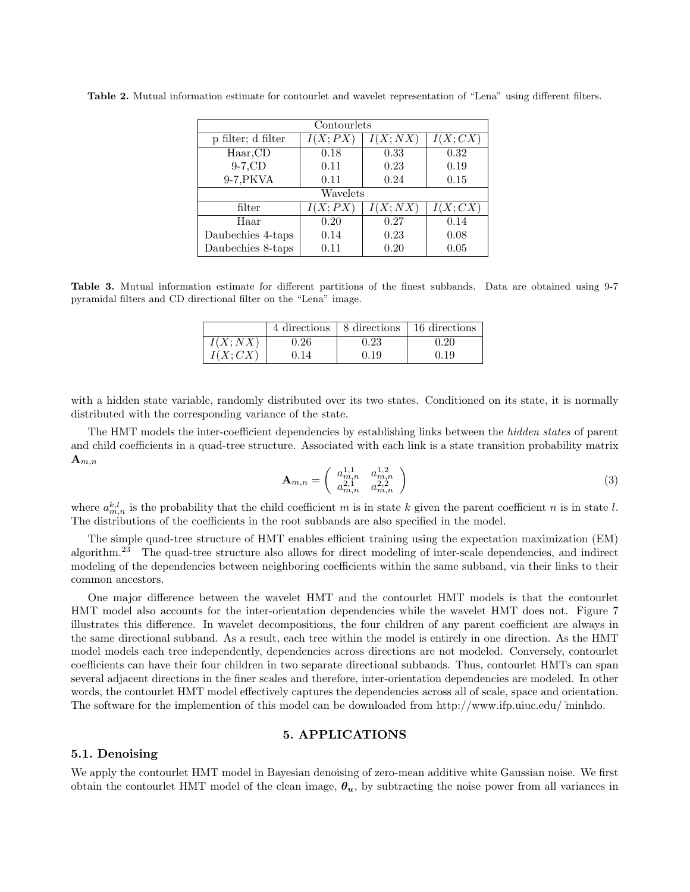**Table 2.** Mutual information estimate for contourlet and wavelet representation of "Lena" using different filters.

| Contourlets | | | |
|---|---|---|---|
| p filter; d filter | $I(X;PX)$ | $I(X;NX)$ | $I(X;CX)$ |
| Haar,CD | 0.18 | 0.33 | 0.32 |
| 9-7,CD | 0.11 | 0.23 | 0.19 |
| 9-7,PKVA | 0.11 | 0.24 | 0.15 |
| **Wavelets** | | | |
| filter | $I(X;PX)$ | $I(X;NX)$ | $I(X;CX)$ |
| Haar | 0.20 | 0.27 | 0.14 |
| Daubechies 4-taps | 0.14 | 0.23 | 0.08 |
| Daubechies 8-taps | 0.11 | 0.20 | 0.05 |

**Table 3.** Mutual information estimate for different partitions of the finest subbands. Data are obtained using 9-7 pyramidal filters and CD directional filter on the "Lena" image.

| | 4 directions | 8 directions | 16 directions |
|---|---|---|---|
| $I(X;NX)$ | 0.26 | 0.23 | 0.20 |
| $I(X;CX)$ | 0.14 | 0.19 | 0.19 |

with a hidden state variable, randomly distributed over its two states. Conditioned on its state, it is normally distributed with the corresponding variance of the state.

The HMT models the inter-coefficient dependencies by establishing links between the *hidden states* of parent and child coefficients in a quad-tree structure. Associated with each link is a state transition probability matrix $\mathbf{A}_{m,n}$

$$\mathbf{A}_{m,n} = \begin{pmatrix} a_{m,n}^{1,1} & a_{m,n}^{1,2} \\ a_{m,n}^{2,1} & a_{m,n}^{2,2} \end{pmatrix} \tag{3}$$

where $a_{m,n}^{k,l}$ is the probability that the child coefficient $m$ is in state $k$ given the parent coefficient $n$ is in state $l$. The distributions of the coefficients in the root subbands are also specified in the model.

The simple quad-tree structure of HMT enables efficient training using the expectation maximization (EM) algorithm.[23] The quad-tree structure also allows for direct modeling of inter-scale dependencies, and indirect modeling of the dependencies between neighboring coefficients within the same subband, via their links to their common ancestors.

One major difference between the wavelet HMT and the contourlet HMT models is that the contourlet HMT model also accounts for the inter-orientation dependencies while the wavelet HMT does not. Figure 7 illustrates this difference. In wavelet decompositions, the four children of any parent coefficient are always in the same directional subband. As a result, each tree within the model is entirely in one direction. As the HMT model models each tree independently, dependencies across directions are not modeled. Conversely, contourlet coefficients can have their four children in two separate directional subbands. Thus, contourlet HMTs can span several adjacent directions in the finer scales and therefore, inter-orientation dependencies are modeled. In other words, the contourlet HMT model effectively captures the dependencies across all of scale, space and orientation. The software for the implemention of this model can be downloaded from http://www.ifp.uiuc.edu/~minhdo.

## 5. APPLICATIONS

### 5.1. Denoising

We apply the contourlet HMT model in Bayesian denoising of zero-mean additive white Gaussian noise. We first obtain the contourlet HMT model of the clean image, $\boldsymbol{\theta_u}$, by subtracting the noise power from all variances in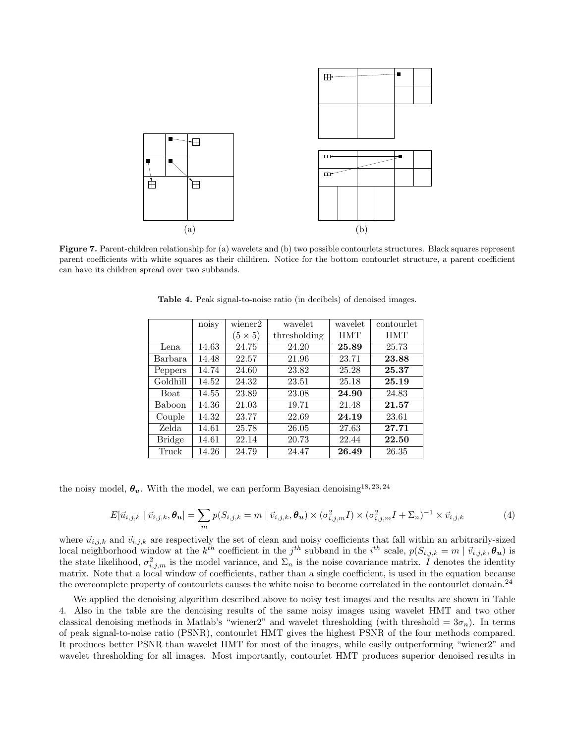(a) (b)

**Figure 7.** Parent-children relationship for (a) wavelets and (b) two possible contourlets structures. Black squares represent parent coefficients with white squares as their children. Notice for the bottom contourlet structure, a parent coefficient can have its children spread over two subbands.

**Table 4.** Peak signal-to-noise ratio (in decibels) of denoised images.

| | noisy | wiener2 $(5 \times 5)$ | wavelet thresholding | wavelet HMT | contourlet HMT |
|---|---|---|---|---|---|
| Lena | 14.63 | 24.75 | 24.20 | **25.89** | 25.73 |
| Barbara | 14.48 | 22.57 | 21.96 | 23.71 | **23.88** |
| Peppers | 14.74 | 24.60 | 23.82 | 25.28 | **25.37** |
| Goldhill | 14.52 | 24.32 | 23.51 | 25.18 | **25.19** |
| Boat | 14.55 | 23.89 | 23.08 | **24.90** | 24.83 |
| Baboon | 14.36 | 21.03 | 19.71 | 21.48 | **21.57** |
| Couple | 14.32 | 23.77 | 22.69 | **24.19** | 23.61 |
| Zelda | 14.61 | 25.78 | 26.05 | 27.63 | **27.71** |
| Bridge | 14.61 | 22.14 | 20.73 | 22.44 | **22.50** |
| Truck | 14.26 | 24.79 | 24.47 | **26.49** | 26.35 |

the noisy model, $\boldsymbol{\theta_v}$. With the model, we can perform Bayesian denoising[18, 23, 24]

$$E[\vec{u}_{i,j,k} \mid \vec{v}_{i,j,k}, \boldsymbol{\theta_u}] = \sum_m p(S_{i,j,k} = m \mid \vec{v}_{i,j,k}, \boldsymbol{\theta_u}) \times (\sigma^2_{i,j,m} I) \times (\sigma^2_{i,j,m} I + \Sigma_n)^{-1} \times \vec{v}_{i,j,k} \tag{4}$$

where $\vec{u}_{i,j,k}$ and $\vec{v}_{i,j,k}$ are respectively the set of clean and noisy coefficients that fall within an arbitrarily-sized local neighborhood window at the $k^{th}$ coefficient in the $j^{th}$ subband in the $i^{th}$ scale, $p(S_{i,j,k} = m \mid \vec{v}_{i,j,k}, \boldsymbol{\theta_u})$ is the state likelihood, $\sigma^2_{i,j,m}$ is the model variance, and $\Sigma_n$ is the noise covariance matrix. $I$ denotes the identity matrix. Note that a local window of coefficients, rather than a single coefficient, is used in the equation because the overcomplete property of contourlets causes the white noise to become correlated in the contourlet domain.[24]

We applied the denoising algorithm described above to noisy test images and the results are shown in Table 4. Also in the table are the denoising results of the same noisy images using wavelet HMT and two other classical denoising methods in Matlab's "wiener2" and wavelet thresholding (with threshold = $3\sigma_n$). In terms of peak signal-to-noise ratio (PSNR), contourlet HMT gives the highest PSNR of the four methods compared. It produces better PSNR than wavelet HMT for most of the images, while easily outperforming "wiener2" and wavelet thresholding for all images. Most importantly, contourlet HMT produces superior denoised results in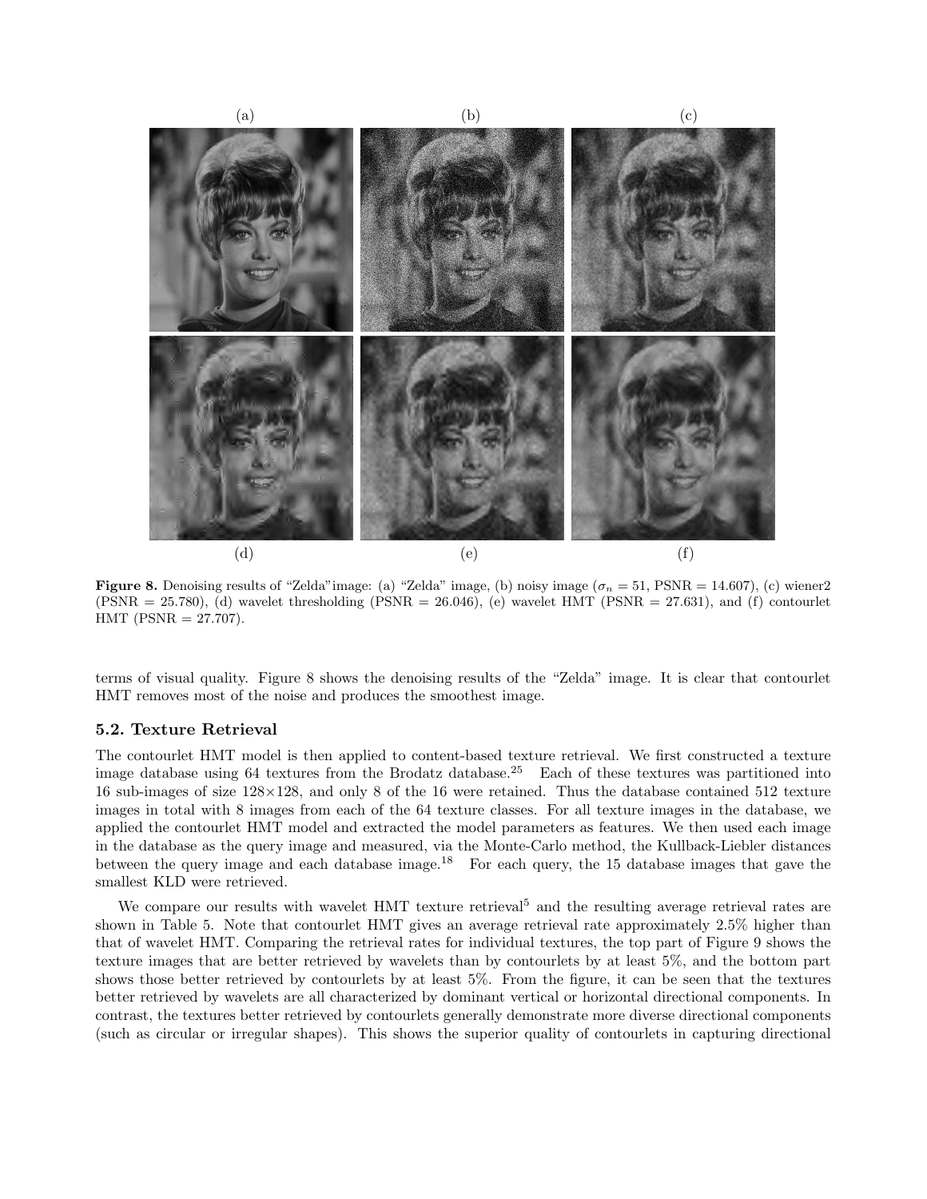Figure 8. Denoising results of "Zelda" image: (a) "Zelda" image, (b) noisy image ($\sigma_n = 51$, PSNR = 14.607), (c) wiener2 (PSNR = 25.780), (d) wavelet thresholding (PSNR = 26.046), (e) wavelet HMT (PSNR = 27.631), and (f) contourlet HMT (PSNR = 27.707).

terms of visual quality. Figure 8 shows the denoising results of the "Zelda" image. It is clear that contourlet HMT removes most of the noise and produces the smoothest image.

### 5.2. Texture Retrieval

The contourlet HMT model is then applied to content-based texture retrieval. We first constructed a texture image database using 64 textures from the Brodatz database.[25] Each of these textures was partitioned into 16 sub-images of size 128×128, and only 8 of the 16 were retained. Thus the database contained 512 texture images in total with 8 images from each of the 64 texture classes. For all texture images in the database, we applied the contourlet HMT model and extracted the model parameters as features. We then used each image in the database as the query image and measured, via the Monte-Carlo method, the Kullback-Liebler distances between the query image and each database image.[18] For each query, the 15 database images that gave the smallest KLD were retrieved.

We compare our results with wavelet HMT texture retrieval[5] and the resulting average retrieval rates are shown in Table 5. Note that contourlet HMT gives an average retrieval rate approximately 2.5% higher than that of wavelet HMT. Comparing the retrieval rates for individual textures, the top part of Figure 9 shows the texture images that are better retrieved by wavelets than by contourlets by at least 5%, and the bottom part shows those better retrieved by contourlets by at least 5%. From the figure, it can be seen that the textures better retrieved by wavelets are all characterized by dominant vertical or horizontal directional components. In contrast, the textures better retrieved by contourlets generally demonstrate more diverse directional components (such as circular or irregular shapes). This shows the superior quality of contourlets in capturing directional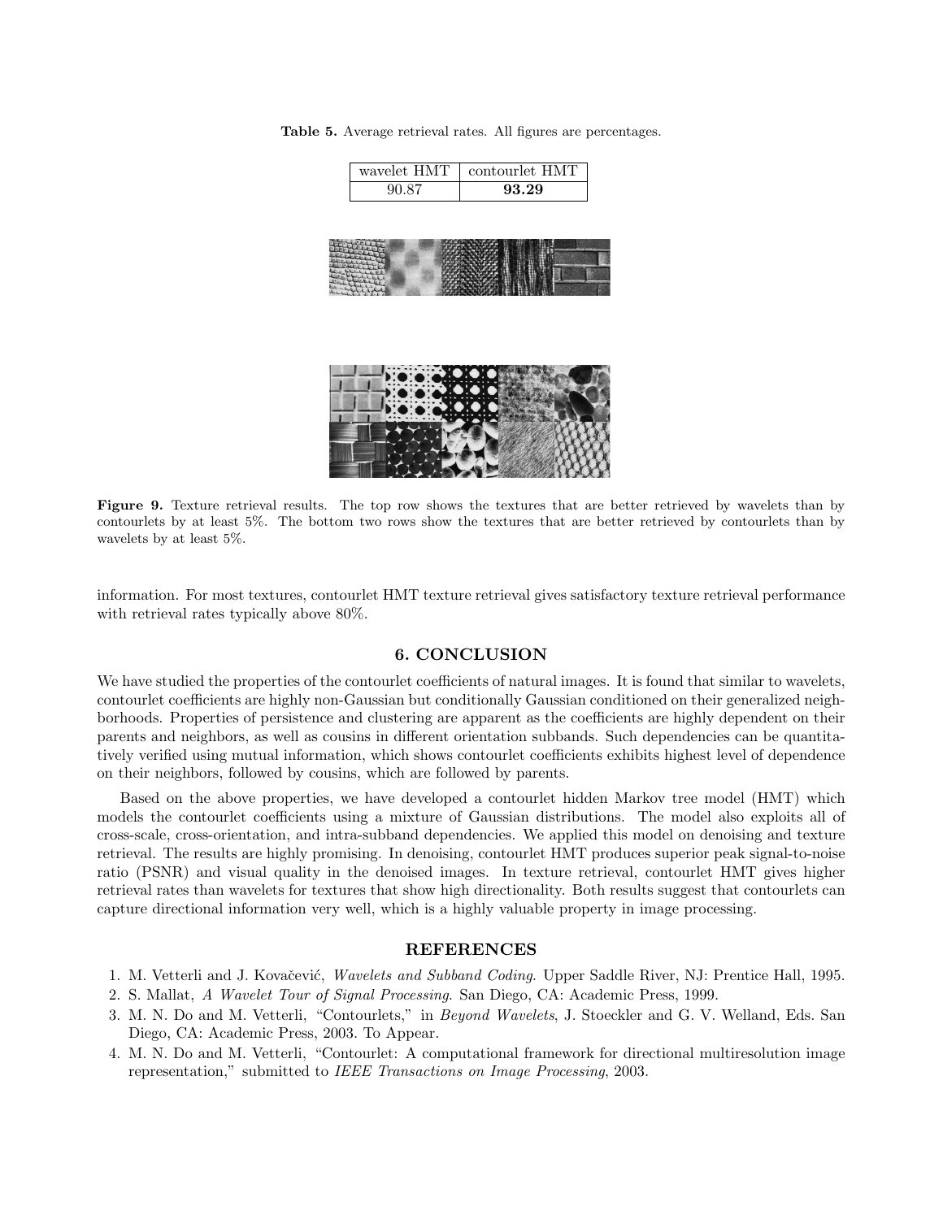**Table 5.** Average retrieval rates. All figures are percentages.

| wavelet HMT | contourlet HMT |
|---|---|
| 90.87 | **93.29** |

**Figure 9.** Texture retrieval results. The top row shows the textures that are better retrieved by wavelets than by contourlets by at least 5%. The bottom two rows show the textures that are better retrieved by contourlets than by wavelets by at least 5%.

information. For most textures, contourlet HMT texture retrieval gives satisfactory texture retrieval performance with retrieval rates typically above 80%.

## 6. CONCLUSION

We have studied the properties of the contourlet coefficients of natural images. It is found that similar to wavelets, contourlet coefficients are highly non-Gaussian but conditionally Gaussian conditioned on their generalized neighborhoods. Properties of persistence and clustering are apparent as the coefficients are highly dependent on their parents and neighbors, as well as cousins in different orientation subbands. Such dependencies can be quantitatively verified using mutual information, which shows contourlet coefficients exhibits highest level of dependence on their neighbors, followed by cousins, which are followed by parents.

Based on the above properties, we have developed a contourlet hidden Markov tree model (HMT) which models the contourlet coefficients using a mixture of Gaussian distributions. The model also exploits all of cross-scale, cross-orientation, and intra-subband dependencies. We applied this model on denoising and texture retrieval. The results are highly promising. In denoising, contourlet HMT produces superior peak signal-to-noise ratio (PSNR) and visual quality in the denoised images. In texture retrieval, contourlet HMT gives higher retrieval rates than wavelets for textures that show high directionality. Both results suggest that contourlets can capture directional information very well, which is a highly valuable property in image processing.

## REFERENCES

1. M. Vetterli and J. Kovačević, *Wavelets and Subband Coding*. Upper Saddle River, NJ: Prentice Hall, 1995.
2. S. Mallat, *A Wavelet Tour of Signal Processing*. San Diego, CA: Academic Press, 1999.
3. M. N. Do and M. Vetterli, "Contourlets," in *Beyond Wavelets*, J. Stoeckler and G. V. Welland, Eds. San Diego, CA: Academic Press, 2003. To Appear.
4. M. N. Do and M. Vetterli, "Contourlet: A computational framework for directional multiresolution image representation," submitted to *IEEE Transactions on Image Processing*, 2003.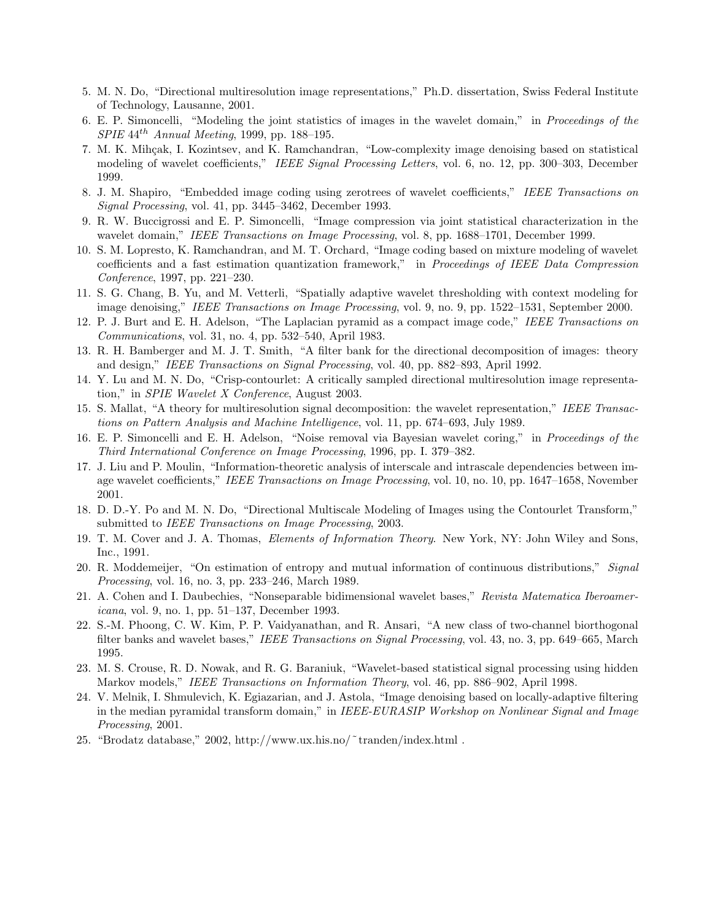5. M. N. Do, "Directional multiresolution image representations," Ph.D. dissertation, Swiss Federal Institute of Technology, Lausanne, 2001.
6. E. P. Simoncelli, "Modeling the joint statistics of images in the wavelet domain," in *Proceedings of the SPIE $44^{th}$ Annual Meeting*, 1999, pp. 188–195.
7. M. K. Mihçak, I. Kozintsev, and K. Ramchandran, "Low-complexity image denoising based on statistical modeling of wavelet coefficients," *IEEE Signal Processing Letters*, vol. 6, no. 12, pp. 300–303, December 1999.
8. J. M. Shapiro, "Embedded image coding using zerotrees of wavelet coefficients," *IEEE Transactions on Signal Processing*, vol. 41, pp. 3445–3462, December 1993.
9. R. W. Buccigrossi and E. P. Simoncelli, "Image compression via joint statistical characterization in the wavelet domain," *IEEE Transactions on Image Processing*, vol. 8, pp. 1688–1701, December 1999.
10. S. M. Lopresto, K. Ramchandran, and M. T. Orchard, "Image coding based on mixture modeling of wavelet coefficients and a fast estimation quantization framework," in *Proceedings of IEEE Data Compression Conference*, 1997, pp. 221–230.
11. S. G. Chang, B. Yu, and M. Vetterli, "Spatially adaptive wavelet thresholding with context modeling for image denoising," *IEEE Transactions on Image Processing*, vol. 9, no. 9, pp. 1522–1531, September 2000.
12. P. J. Burt and E. H. Adelson, "The Laplacian pyramid as a compact image code," *IEEE Transactions on Communications*, vol. 31, no. 4, pp. 532–540, April 1983.
13. R. H. Bamberger and M. J. T. Smith, "A filter bank for the directional decomposition of images: theory and design," *IEEE Transactions on Signal Processing*, vol. 40, pp. 882–893, April 1992.
14. Y. Lu and M. N. Do, "Crisp-contourlet: A critically sampled directional multiresolution image representation," in *SPIE Wavelet X Conference*, August 2003.
15. S. Mallat, "A theory for multiresolution signal decomposition: the wavelet representation," *IEEE Transactions on Pattern Analysis and Machine Intelligence*, vol. 11, pp. 674–693, July 1989.
16. E. P. Simoncelli and E. H. Adelson, "Noise removal via Bayesian wavelet coring," in *Proceedings of the Third International Conference on Image Processing*, 1996, pp. I. 379–382.
17. J. Liu and P. Moulin, "Information-theoretic analysis of interscale and intrascale dependencies between image wavelet coefficients," *IEEE Transactions on Image Processing*, vol. 10, no. 10, pp. 1647–1658, November 2001.
18. D. D.-Y. Po and M. N. Do, "Directional Multiscale Modeling of Images using the Contourlet Transform," submitted to *IEEE Transactions on Image Processing*, 2003.
19. T. M. Cover and J. A. Thomas, *Elements of Information Theory*. New York, NY: John Wiley and Sons, Inc., 1991.
20. R. Moddemeijer, "On estimation of entropy and mutual information of continuous distributions," *Signal Processing*, vol. 16, no. 3, pp. 233–246, March 1989.
21. A. Cohen and I. Daubechies, "Nonseparable bidimensional wavelet bases," *Revista Matematica Iberoamericana*, vol. 9, no. 1, pp. 51–137, December 1993.
22. S.-M. Phoong, C. W. Kim, P. P. Vaidyanathan, and R. Ansari, "A new class of two-channel biorthogonal filter banks and wavelet bases," *IEEE Transactions on Signal Processing*, vol. 43, no. 3, pp. 649–665, March 1995.
23. M. S. Crouse, R. D. Nowak, and R. G. Baraniuk, "Wavelet-based statistical signal processing using hidden Markov models," *IEEE Transactions on Information Theory*, vol. 46, pp. 886–902, April 1998.
24. V. Melnik, I. Shmulevich, K. Egiazarian, and J. Astola, "Image denoising based on locally-adaptive filtering in the median pyramidal transform domain," in *IEEE-EURASIP Workshop on Nonlinear Signal and Image Processing*, 2001.
25. "Brodatz database," 2002, http://www.ux.his.no/~tranden/index.html .